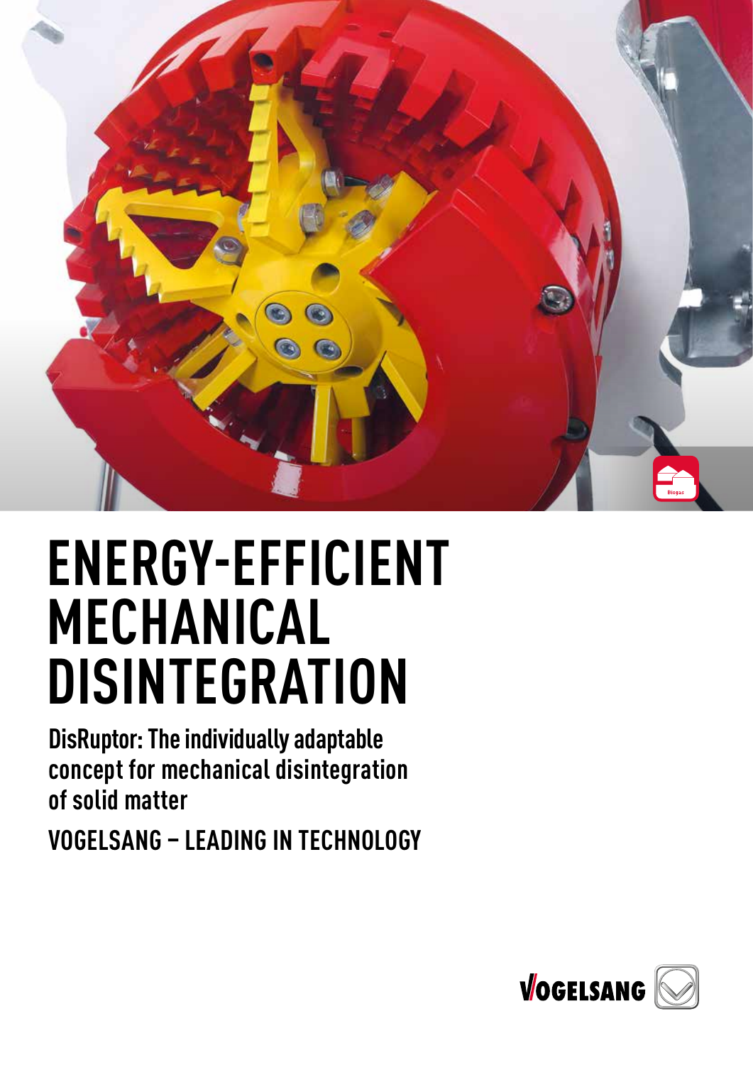# ENERGY-EFFICIENT MECHANICAL DISINTEGRATION

**DisRuptor: The individually adaptable concept for mechanical disintegration of solid matter**

**VOGELSANG – LEADING IN TECHNOLOGY**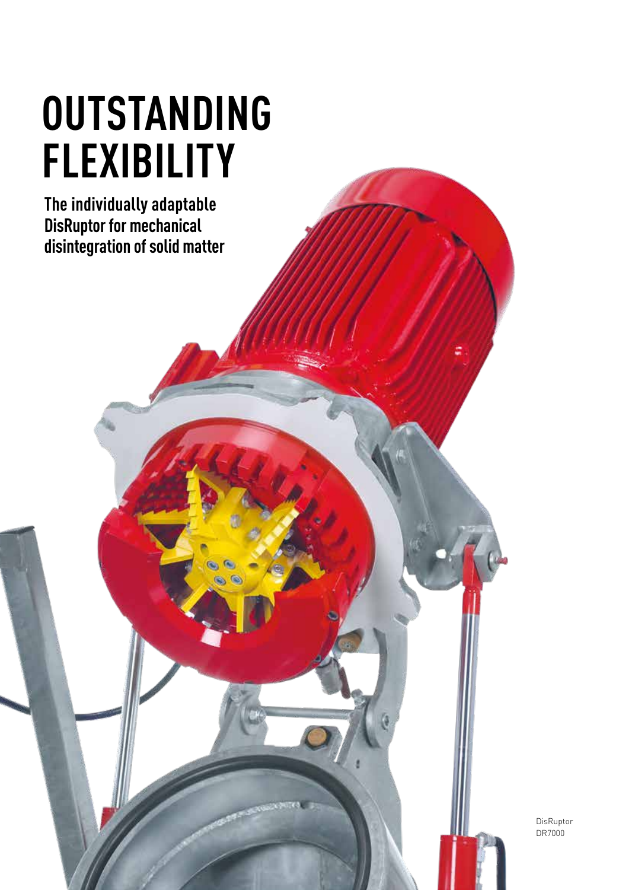# OUTSTANDING FLEXIBILITY

**The individually adaptable DisRuptor for mechanical disintegration of solid matter**

DisRuptor DR7000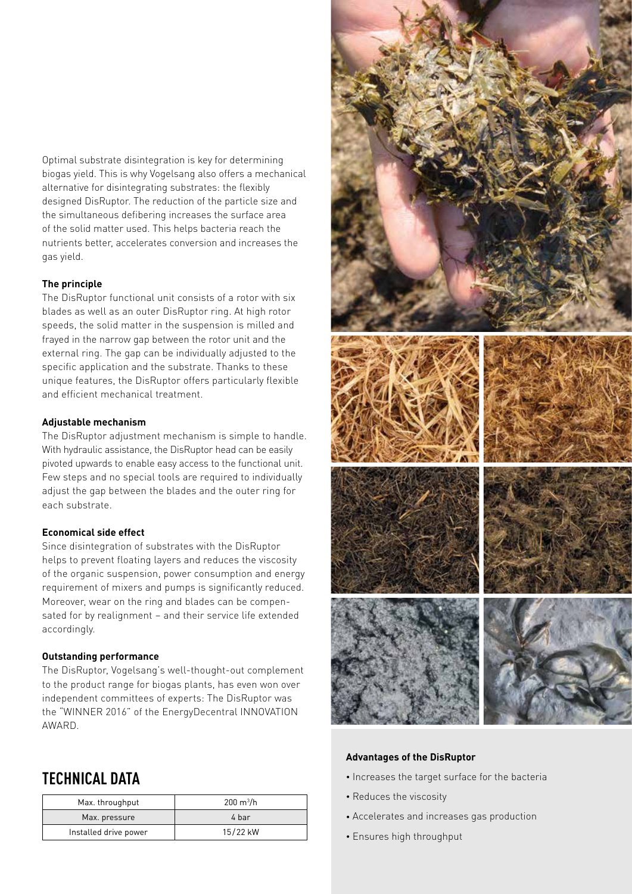Optimal substrate disintegration is key for determining biogas yield. This is why Vogelsang also offers a mechanical alternative for disintegrating substrates: the flexibly designed DisRuptor. The reduction of the particle size and the simultaneous defibering increases the surface area of the solid matter used. This helps bacteria reach the nutrients better, accelerates conversion and increases the gas yield.

**The principle**

The DisRuptor functional unit consists of a rotor with six blades as well as an outer DisRuptor ring. At high rotor speeds, the solid matter in the suspension is milled and frayed in the narrow gap between the rotor unit and the external ring. The gap can be individually adjusted to the specific application and the substrate. Thanks to these unique features, the DisRuptor offers particularly flexible and efficient mechanical treatment.

**Adjustable mechanism**

The DisRuptor adjustment mechanism is simple to handle. With hydraulic assistance, the DisRuptor head can be easily pivoted upwards to enable easy access to the functional unit. Few steps and no special tools are required to individually adjust the gap between the blades and the outer ring for each substrate.

**Economical side effect**

Since disintegration of substrates with the DisRuptor helps to prevent floating layers and reduces the viscosity of the organic suspension, power consumption and energy requirement of mixers and pumps is significantly reduced. Moreover, wear on the ring and blades can be compensated for by realignment – and their service life extended accordingly.

**Outstanding performance**

The DisRuptor, Vogelsang's well-thought-out complement to the product range for biogas plants, has even won over independent committees of experts: The DisRuptor was the "WINNER 2016" of the EnergyDecentral INNOVATION AWARD.

## TECHNICAL DATA

| Max. throughput | 200 m³/h |
|---|---|
| Max. pressure | 4 bar |
| Installed drive power | 15/22 kW |

**Advantages of the DisRuptor**

- Increases the target surface for the bacteria
- Reduces the viscosity
- Accelerates and increases gas production
- Ensures high throughput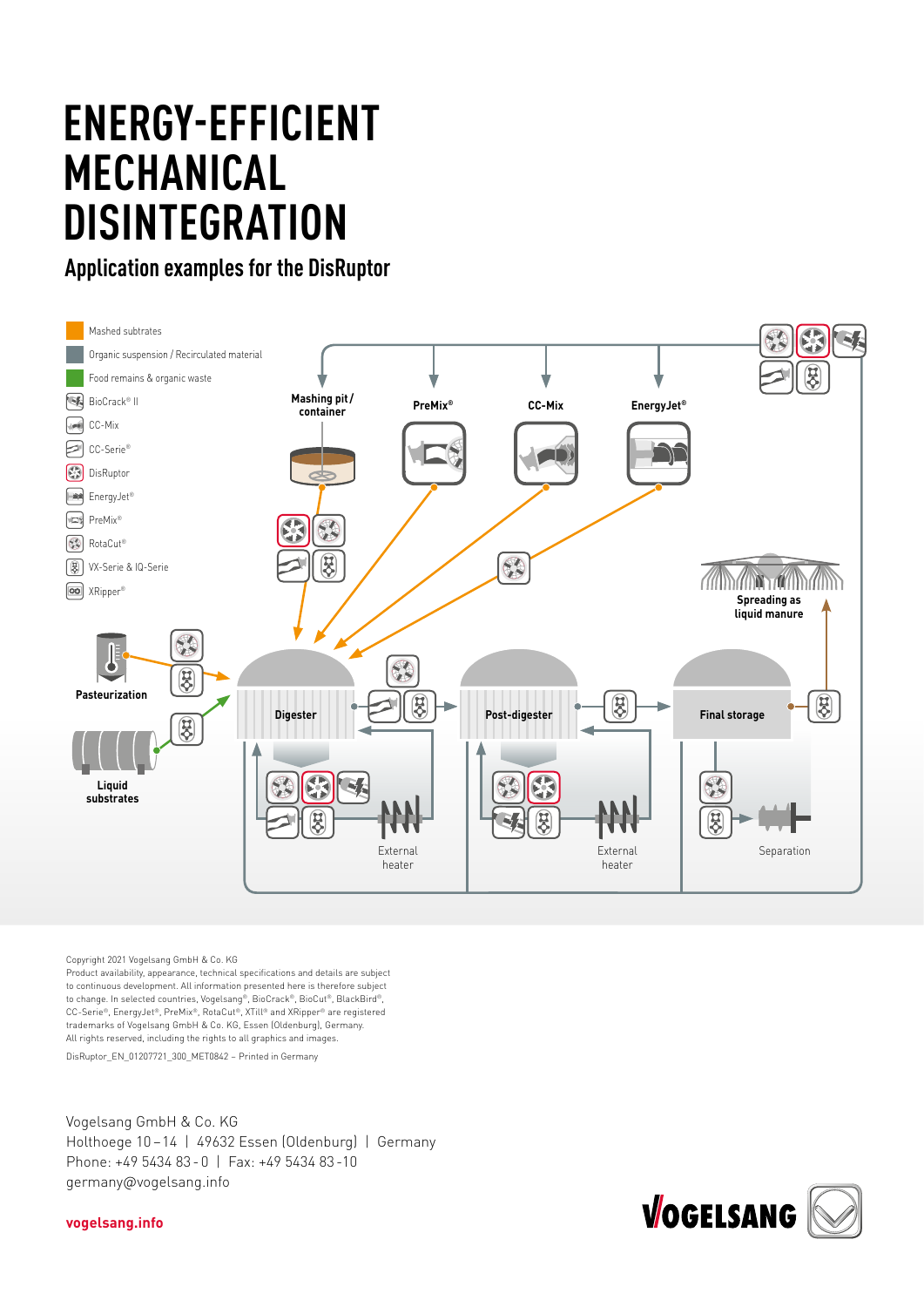# ENERGY-EFFICIENT MECHANICAL DISINTEGRATION

## Application examples for the DisRuptor

Mashed subtrates

Organic suspension / Recirculated material

Food remains & organic waste

BioCrack® II

CC-Mix

CC-Serie®

DisRuptor

EnergyJet®

PreMix®

RotaCut®

VX-Serie & IQ-Serie

XRipper®

Mashing pit / container

PreMix®

CC-Mix

EnergyJet®

Spreading as liquid manure

Pasteurization

Liquid substrates

Digester

Post-digester

Final storage

External heater

External heater

Separation

Copyright 2021 Vogelsang GmbH & Co. KG
Product availability, appearance, technical specifications and details are subject to continuous development. All information presented here is therefore subject to change. In selected countries, Vogelsang®, BioCrack®, BioCut®, BlackBird®, CC-Serie®, EnergyJet®, PreMix®, RotaCut®, XTill® and XRipper® are registered trademarks of Vogelsang GmbH & Co. KG, Essen (Oldenburg), Germany.
All rights reserved, including the rights to all graphics and images.

DisRuptor_EN_01207721_300_MET0842 – Printed in Germany

Vogelsang GmbH & Co. KG
Holthoege 10 – 14 | 49632 Essen (Oldenburg) | Germany
Phone: +49 5434 83 - 0 | Fax: +49 5434 83 -10
germany@vogelsang.info

**vogelsang.info**

VOGELSANG